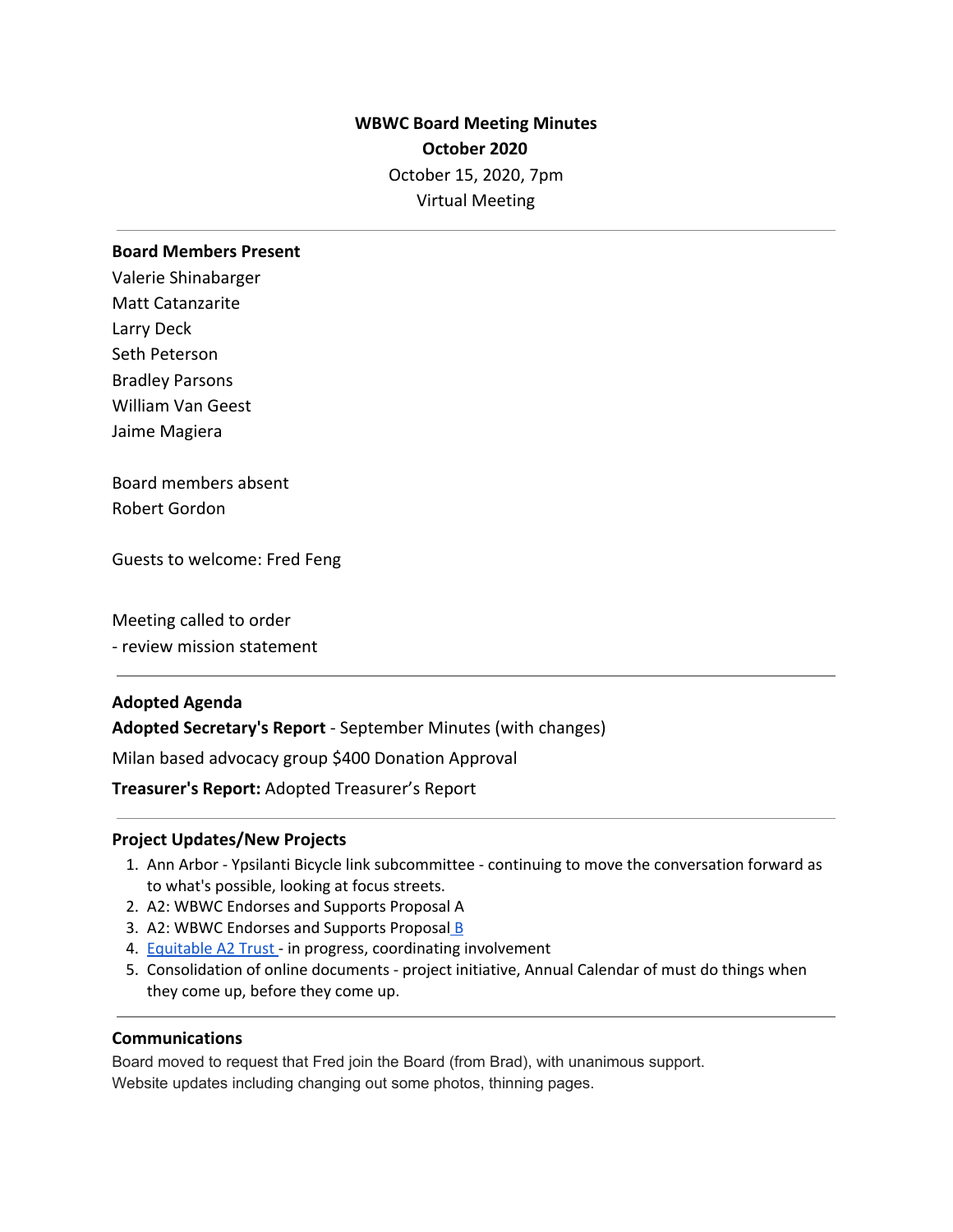# WBWC Board Meeting Minutes

## October 2020

October 15, 2020, 7pm

Virtual Meeting

---

**Board Members Present**

Valerie Shinabarger
Matt Catanzarite
Larry Deck
Seth Peterson
Bradley Parsons
William Van Geest
Jaime Magiera

Board members absent
Robert Gordon

Guests to welcome: Fred Feng

Meeting called to order
- review mission statement

---

**Adopted Agenda**

**Adopted Secretary's Report** - September Minutes (with changes)

Milan based advocacy group $400 Donation Approval

**Treasurer's Report:** Adopted Treasurer's Report

---

### Project Updates/New Projects

1. Ann Arbor - Ypsilanti Bicycle link subcommittee - continuing to move the conversation forward as to what's possible, looking at focus streets.
2. A2: WBWC Endorses and Supports Proposal A
3. A2: WBWC Endorses and Supports Proposal B
4. Equitable A2 Trust - in progress, coordinating involvement
5. Consolidation of online documents - project initiative, Annual Calendar of must do things when they come up, before they come up.

---

### Communications

Board moved to request that Fred join the Board (from Brad), with unanimous support.
Website updates including changing out some photos, thinning pages.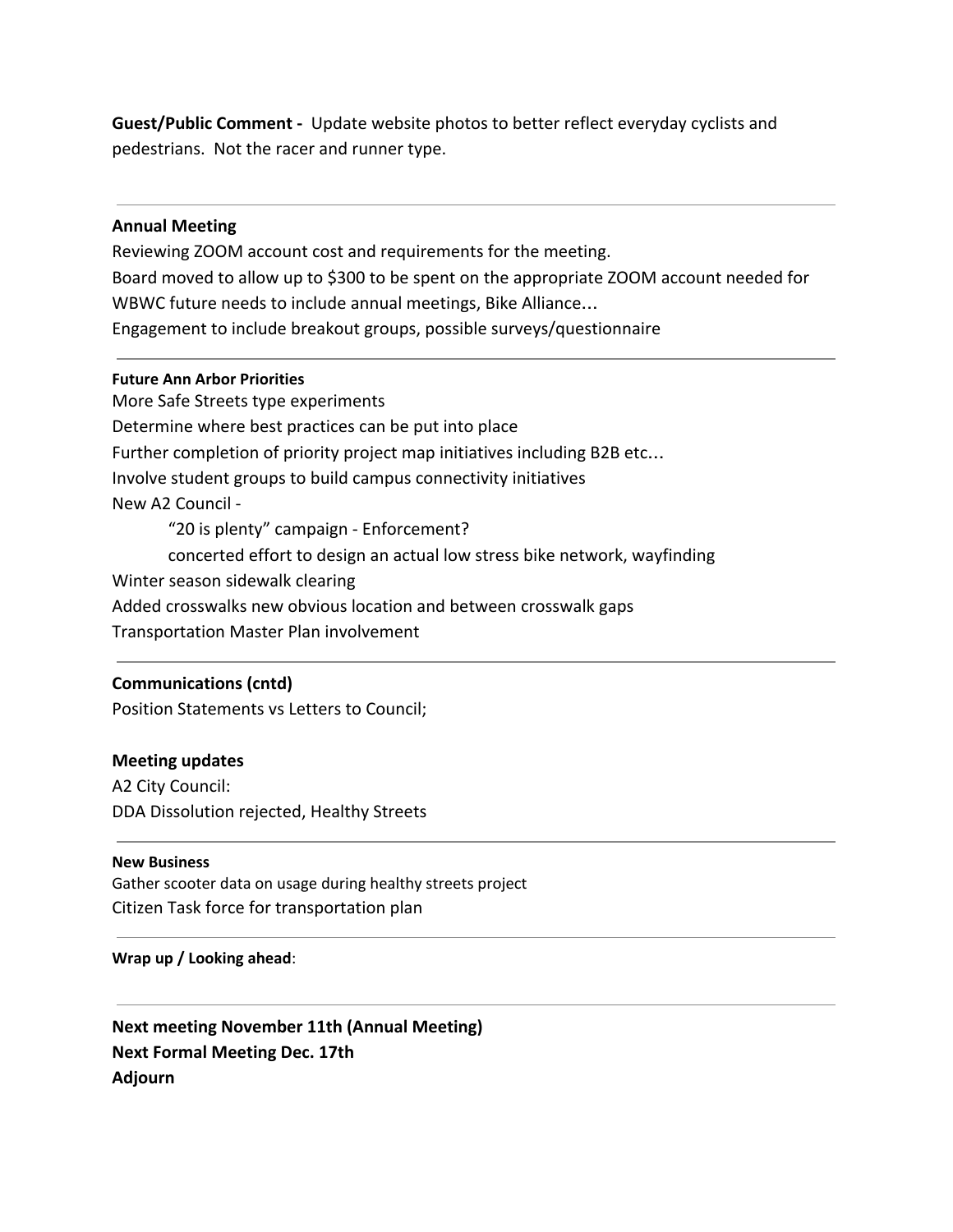**Guest/Public Comment -** Update website photos to better reflect everyday cyclists and pedestrians. Not the racer and runner type.

---

**Annual Meeting**

Reviewing ZOOM account cost and requirements for the meeting.
Board moved to allow up to $300 to be spent on the appropriate ZOOM account needed for WBWC future needs to include annual meetings, Bike Alliance…
Engagement to include breakout groups, possible surveys/questionnaire

---

**Future Ann Arbor Priorities**

More Safe Streets type experiments
Determine where best practices can be put into place
Further completion of priority project map initiatives including B2B etc…
Involve student groups to build campus connectivity initiatives
New A2 Council -

- "20 is plenty" campaign - Enforcement?
- concerted effort to design an actual low stress bike network, wayfinding

Winter season sidewalk clearing
Added crosswalks new obvious location and between crosswalk gaps
Transportation Master Plan involvement

---

**Communications (cntd)**

Position Statements vs Letters to Council;

**Meeting updates**

A2 City Council:
DDA Dissolution rejected, Healthy Streets

---

**New Business**

Gather scooter data on usage during healthy streets project
Citizen Task force for transportation plan

---

**Wrap up / Looking ahead**:

---

**Next meeting November 11th (Annual Meeting)**
**Next Formal Meeting Dec. 17th**
**Adjourn**